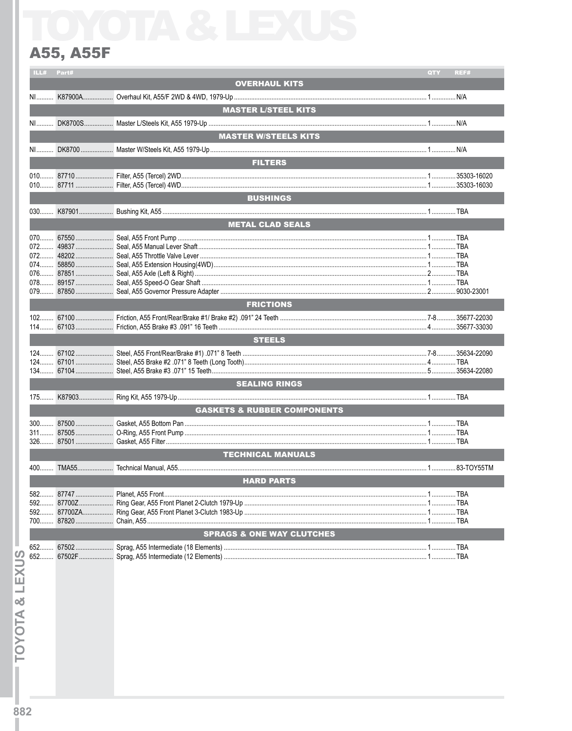# A55, A55F

| ILL# | Part# | Description | QTY | REF# |
|---|---|---|---|---|
| | | **OVERHAUL KITS** | | |
| NI | K87900A | Overhaul Kit, A55/F 2WD & 4WD, 1979-Up | 1 | N/A |
| | | **MASTER L/STEEL KITS** | | |
| NI | DK8700S | Master L/Steels Kit, A55 1979-Up | 1 | N/A |
| | | **MASTER W/STEELS KITS** | | |
| NI | DK8700 | Master W/Steels Kit, A55 1979-Up | 1 | N/A |
| | | **FILTERS** | | |
| 010 | 87710 | Filter, A55 (Tercel) 2WD | 1 | 35303-16020 |
| 010 | 87711 | Filter, A55 (Tercel) 4WD | 1 | 35303-16030 |
| | | **BUSHINGS** | | |
| 030 | K87901 | Bushing Kit, A55 | 1 | TBA |
| | | **METAL CLAD SEALS** | | |
| 070 | 67550 | Seal, A55 Front Pump | 1 | TBA |
| 072 | 49837 | Seal, A55 Manual Lever Shaft | 1 | TBA |
| 072 | 48202 | Seal, A55 Throttle Valve Lever | 1 | TBA |
| 074 | 58850 | Seal, A55 Extension Housing(4WD) | 1 | TBA |
| 076 | 87851 | Seal, A55 Axle (Left & Right) | 2 | TBA |
| 078 | 89157 | Seal, A55 Speed-O Gear Shaft | 1 | TBA |
| 079 | 87850 | Seal, A55 Governor Pressure Adapter | 2 | 9030-23001 |
| | | **FRICTIONS** | | |
| 102 | 67100 | Friction, A55 Front/Rear/Brake #1/ Brake #2) .091" 24 Teeth | 7-8 | 35677-22030 |
| 114 | 67103 | Friction, A55 Brake #3 .091" 16 Teeth | 4 | 35677-33030 |
| | | **STEELS** | | |
| 124 | 67102 | Steel, A55 Front/Rear/Brake #1) .071" 8 Teeth | 7-8 | 35634-22090 |
| 124 | 67101 | Steel, A55 Brake #2 .071" 8 Teeth (Long Tooth) | 4 | TBA |
| 134 | 67104 | Steel, A55 Brake #3 .071" 15 Teeth | 5 | 35634-22080 |
| | | **SEALING RINGS** | | |
| 175 | K87903 | Ring Kit, A55 1979-Up | 1 | TBA |
| | | **GASKETS & RUBBER COMPONENTS** | | |
| 300 | 87500 | Gasket, A55 Bottom Pan | 1 | TBA |
| 311 | 87505 | O-Ring, A55 Front Pump | 1 | TBA |
| 326 | 87501 | Gasket, A55 Filter | 1 | TBA |
| | | **TECHNICAL MANUALS** | | |
| 400 | TMA55 | Technical Manual, A55 | 1 | 83-TOY55TM |
| | | **HARD PARTS** | | |
| 582 | 87747 | Planet, A55 Front | 1 | TBA |
| 592 | 87700Z | Ring Gear, A55 Front Planet 2-Clutch 1979-Up | 1 | TBA |
| 592 | 87700ZA | Ring Gear, A55 Front Planet 3-Clutch 1983-Up | 1 | TBA |
| 700 | 87820 | Chain, A55 | 1 | TBA |
| | | **SPRAGS & ONE WAY CLUTCHES** | | |
| 652 | 67502 | Sprag, A55 Intermediate (18 Elements) | 1 | TBA |
| 652 | 67502F | Sprag, A55 Intermediate (12 Elements) | 1 | TBA |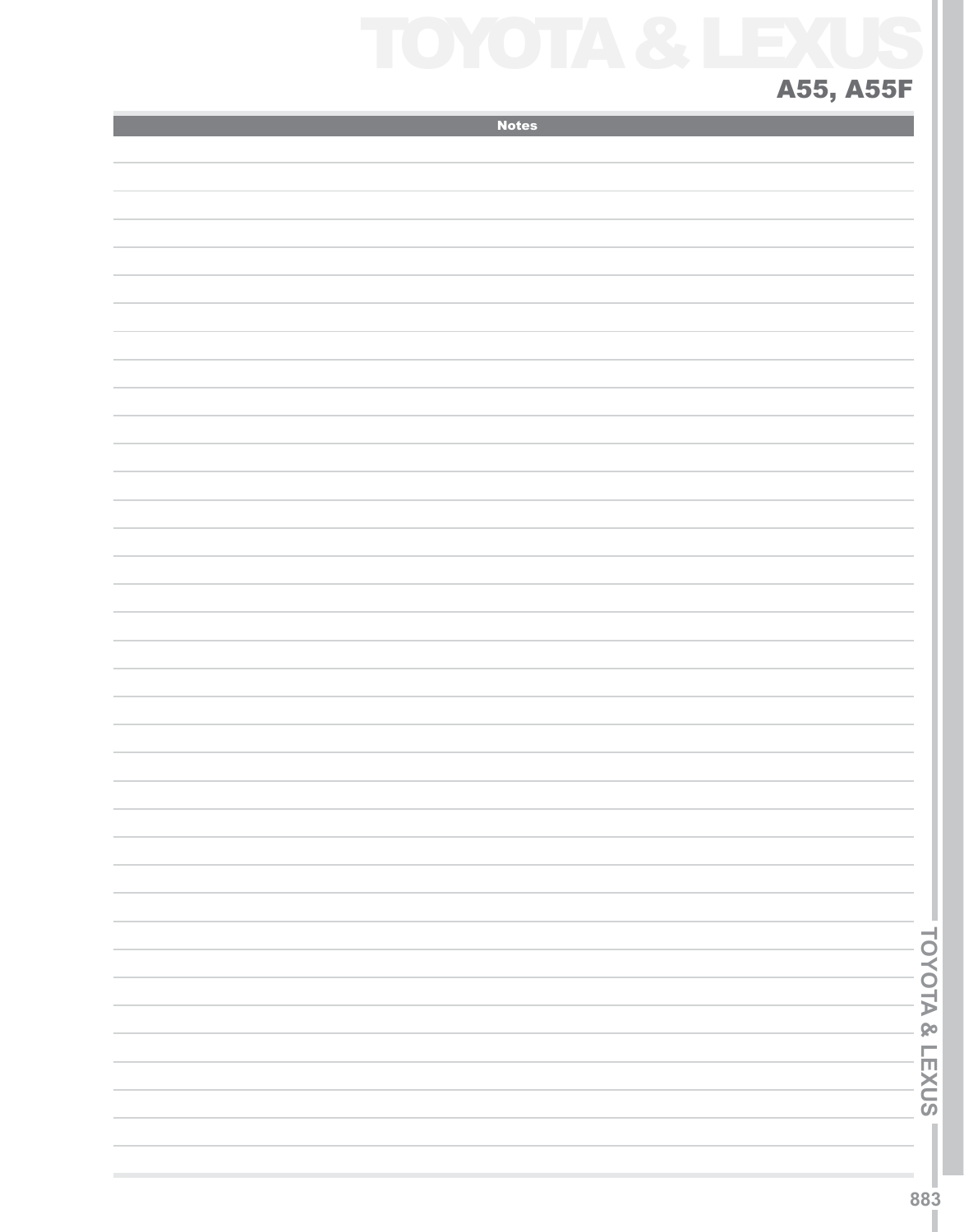## Notes